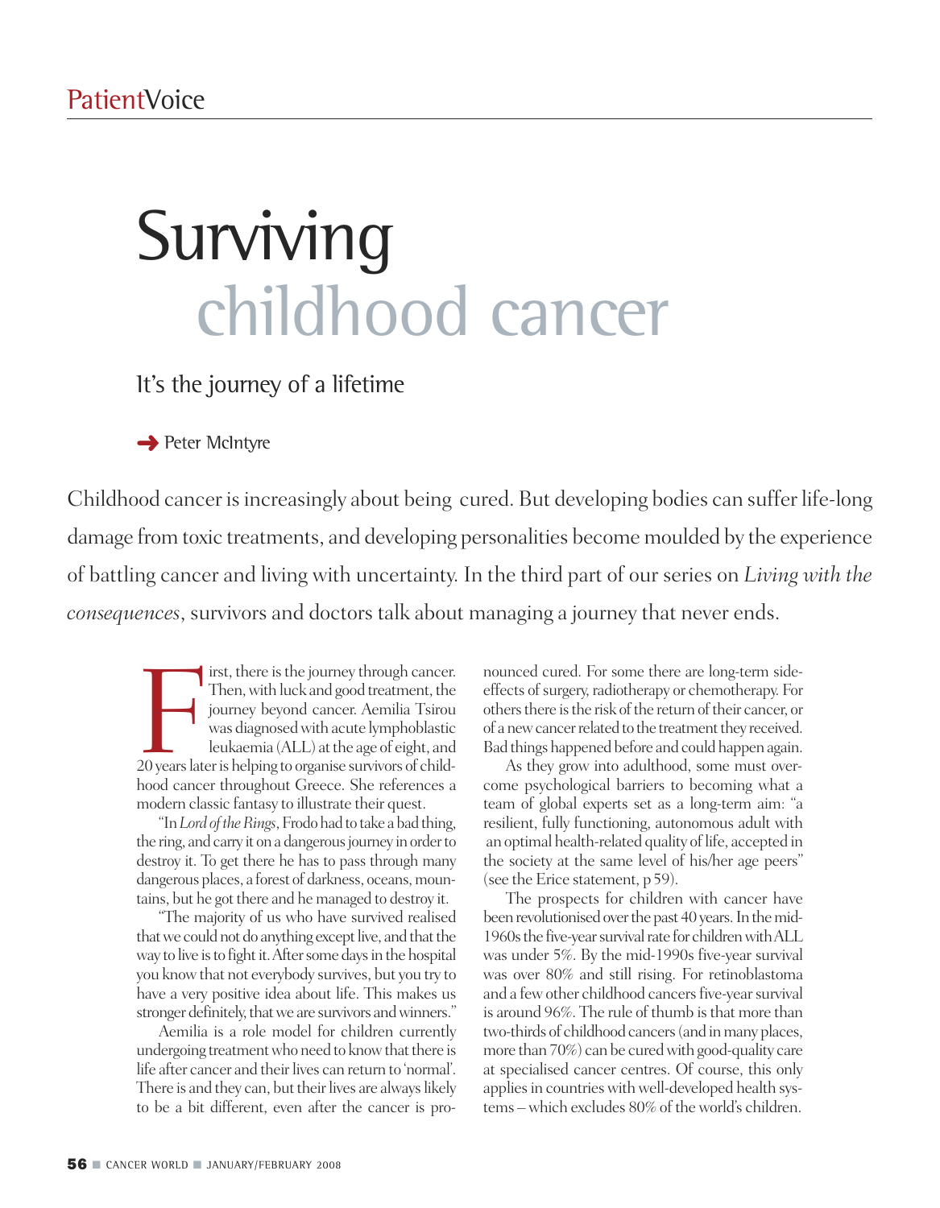PatientVoice

# Surviving childhood cancer

## It's the journey of a lifetime

➜ Peter McIntyre

Childhood cancer is increasingly about being cured. But developing bodies can suffer life-long damage from toxic treatments, and developing personalities become moulded by the experience of battling cancer and living with uncertainty. In the third part of our series on *Living with the consequences*, survivors and doctors talk about managing a journey that never ends.

First, there is the journey through cancer. Then, with luck and good treatment, the journey beyond cancer. Aemilia Tsirou was diagnosed with acute lymphoblastic leukaemia (ALL) at the age of eight, and 20 years later is helping to organise survivors of childhood cancer throughout Greece. She references a modern classic fantasy to illustrate their quest.

"In *Lord of the Rings*, Frodo had to take a bad thing, the ring, and carry it on a dangerous journey in order to destroy it. To get there he has to pass through many dangerous places, a forest of darkness, oceans, mountains, but he got there and he managed to destroy it.

"The majority of us who have survived realised that we could not do anything except live, and that the way to live is to fight it. After some days in the hospital you know that not everybody survives, but you try to have a very positive idea about life. This makes us stronger definitely, that we are survivors and winners."

Aemilia is a role model for children currently undergoing treatment who need to know that there is life after cancer and their lives can return to 'normal'. There is and they can, but their lives are always likely to be a bit different, even after the cancer is pronounced cured. For some there are long-term side-effects of surgery, radiotherapy or chemotherapy. For others there is the risk of the return of their cancer, or of a new cancer related to the treatment they received. Bad things happened before and could happen again.

As they grow into adulthood, some must overcome psychological barriers to becoming what a team of global experts set as a long-term aim: "a resilient, fully functioning, autonomous adult with an optimal health-related quality of life, accepted in the society at the same level of his/her age peers" (see the Erice statement, p 59).

The prospects for children with cancer have been revolutionised over the past 40 years. In the mid-1960s the five-year survival rate for children with ALL was under 5%. By the mid-1990s five-year survival was over 80% and still rising. For retinoblastoma and a few other childhood cancers five-year survival is around 96%. The rule of thumb is that more than two-thirds of childhood cancers (and in many places, more than 70%) can be cured with good-quality care at specialised cancer centres. Of course, this only applies in countries with well-developed health systems – which excludes 80% of the world's children.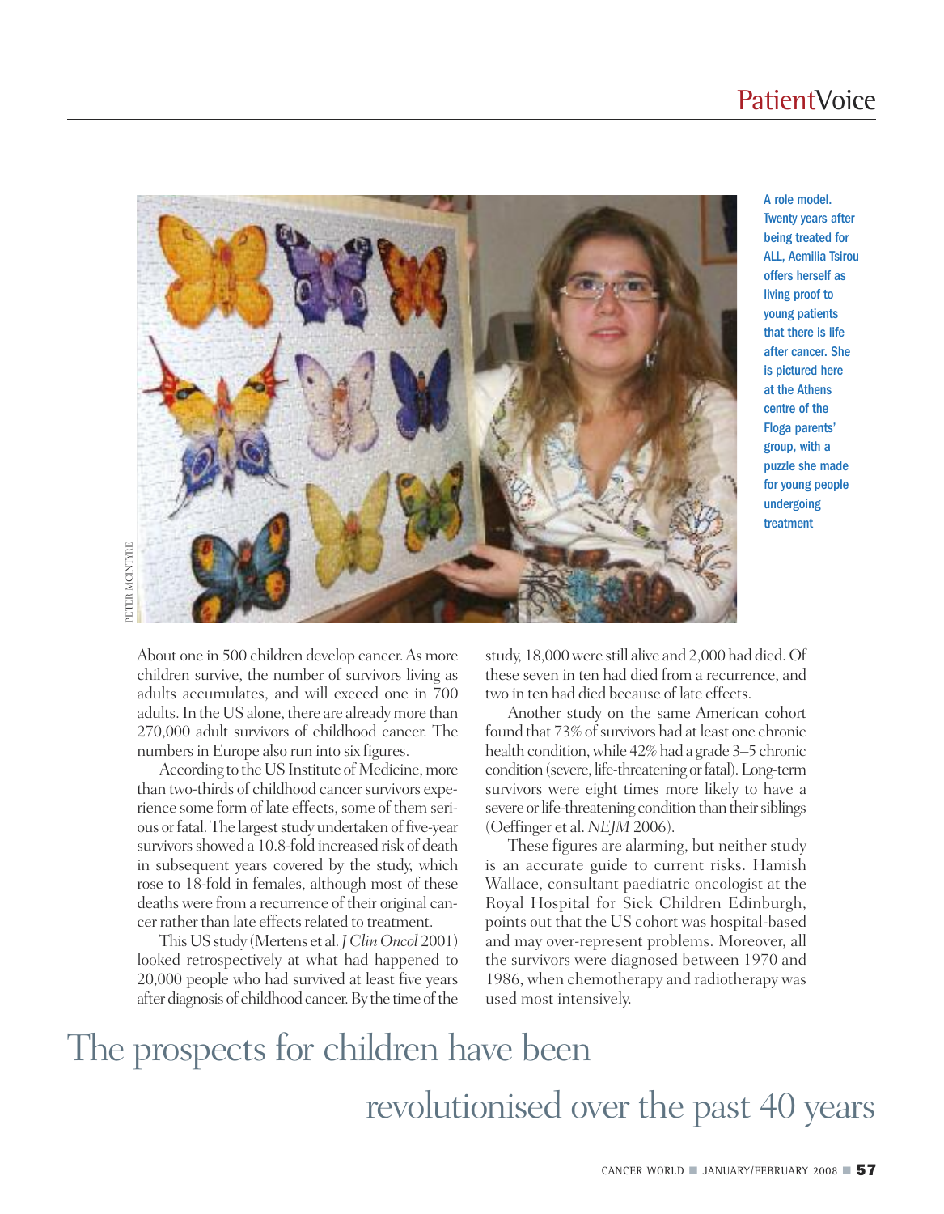A role model. Twenty years after being treated for ALL, Aemilia Tsirou offers herself as living proof to young patients that there is life after cancer. She is pictured here at the Athens centre of the Floga parents' group, with a puzzle she made for young people undergoing treatment

About one in 500 children develop cancer. As more children survive, the number of survivors living as adults accumulates, and will exceed one in 700 adults. In the US alone, there are already more than 270,000 adult survivors of childhood cancer. The numbers in Europe also run into six figures.

According to the US Institute of Medicine, more than two-thirds of childhood cancer survivors experience some form of late effects, some of them serious or fatal. The largest study undertaken of five-year survivors showed a 10.8-fold increased risk of death in subsequent years covered by the study, which rose to 18-fold in females, although most of these deaths were from a recurrence of their original cancer rather than late effects related to treatment.

This US study (Mertens et al. *J Clin Oncol* 2001) looked retrospectively at what had happened to 20,000 people who had survived at least five years after diagnosis of childhood cancer. By the time of the study, 18,000 were still alive and 2,000 had died. Of these seven in ten had died from a recurrence, and two in ten had died because of late effects.

Another study on the same American cohort found that 73% of survivors had at least one chronic health condition, while 42% had a grade 3–5 chronic condition (severe, life-threatening or fatal). Long-term survivors were eight times more likely to have a severe or life-threatening condition than their siblings (Oeffinger et al. *NEJM* 2006).

These figures are alarming, but neither study is an accurate guide to current risks. Hamish Wallace, consultant paediatric oncologist at the Royal Hospital for Sick Children Edinburgh, points out that the US cohort was hospital-based and may over-represent problems. Moreover, all the survivors were diagnosed between 1970 and 1986, when chemotherapy and radiotherapy was used most intensively.

## The prospects for children have been revolutionised over the past 40 years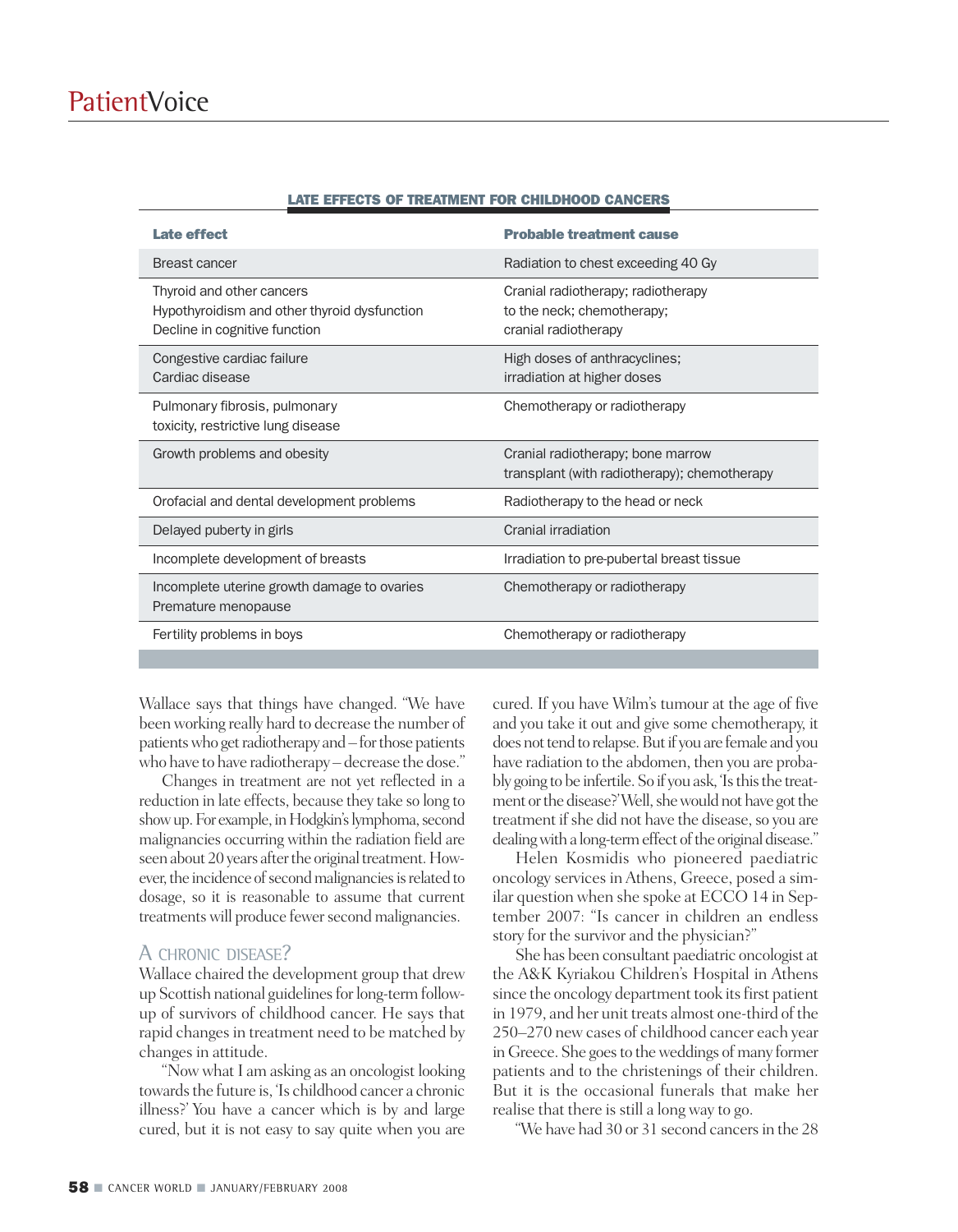**LATE EFFECTS OF TREATMENT FOR CHILDHOOD CANCERS**

| Late effect | Probable treatment cause |
| --- | --- |
| Breast cancer | Radiation to chest exceeding 40 Gy |
| Thyroid and other cancers<br>Hypothyroidism and other thyroid dysfunction<br>Decline in cognitive function | Cranial radiotherapy; radiotherapy to the neck; chemotherapy; cranial radiotherapy |
| Congestive cardiac failure<br>Cardiac disease | High doses of anthracyclines; irradiation at higher doses |
| Pulmonary fibrosis, pulmonary toxicity, restrictive lung disease | Chemotherapy or radiotherapy |
| Growth problems and obesity | Cranial radiotherapy; bone marrow transplant (with radiotherapy); chemotherapy |
| Orofacial and dental development problems | Radiotherapy to the head or neck |
| Delayed puberty in girls | Cranial irradiation |
| Incomplete development of breasts | Irradiation to pre-pubertal breast tissue |
| Incomplete uterine growth damage to ovaries<br>Premature menopause | Chemotherapy or radiotherapy |
| Fertility problems in boys | Chemotherapy or radiotherapy |

Wallace says that things have changed. "We have been working really hard to decrease the number of patients who get radiotherapy and – for those patients who have to have radiotherapy – decrease the dose."

Changes in treatment are not yet reflected in a reduction in late effects, because they take so long to show up. For example, in Hodgkin's lymphoma, second malignancies occurring within the radiation field are seen about 20 years after the original treatment. However, the incidence of second malignancies is related to dosage, so it is reasonable to assume that current treatments will produce fewer second malignancies.

## A CHRONIC DISEASE?

Wallace chaired the development group that drew up Scottish national guidelines for long-term follow-up of survivors of childhood cancer. He says that rapid changes in treatment need to be matched by changes in attitude.

"Now what I am asking as an oncologist looking towards the future is, 'Is childhood cancer a chronic illness?' You have a cancer which is by and large cured, but it is not easy to say quite when you are cured. If you have Wilm's tumour at the age of five and you take it out and give some chemotherapy, it does not tend to relapse. But if you are female and you have radiation to the abdomen, then you are probably going to be infertile. So if you ask, 'Is this the treatment or the disease?' Well, she would not have got the treatment if she did not have the disease, so you are dealing with a long-term effect of the original disease."

Helen Kosmidis who pioneered paediatric oncology services in Athens, Greece, posed a similar question when she spoke at ECCO 14 in September 2007: "Is cancer in children an endless story for the survivor and the physician?"

She has been consultant paediatric oncologist at the A&K Kyriakou Children's Hospital in Athens since the oncology department took its first patient in 1979, and her unit treats almost one-third of the 250–270 new cases of childhood cancer each year in Greece. She goes to the weddings of many former patients and to the christenings of their children. But it is the occasional funerals that make her realise that there is still a long way to go.

"We have had 30 or 31 second cancers in the 28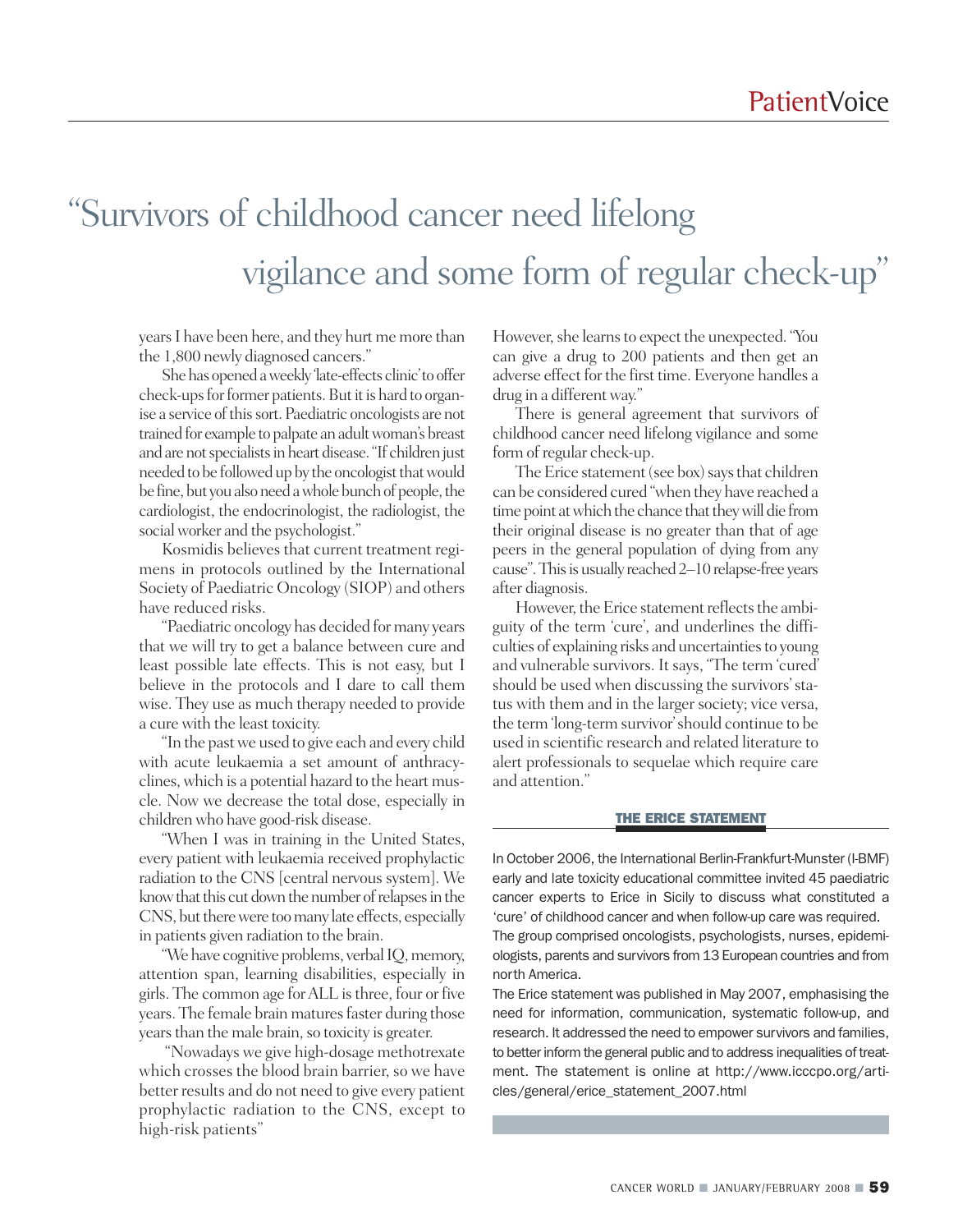# "Survivors of childhood cancer need lifelong vigilance and some form of regular check-up"

years I have been here, and they hurt me more than the 1,800 newly diagnosed cancers."

She has opened a weekly 'late-effects clinic' to offer check-ups for former patients. But it is hard to organise a service of this sort. Paediatric oncologists are not trained for example to palpate an adult woman's breast and are not specialists in heart disease. "If children just needed to be followed up by the oncologist that would be fine, but you also need a whole bunch of people, the cardiologist, the endocrinologist, the radiologist, the social worker and the psychologist."

Kosmidis believes that current treatment regimens in protocols outlined by the International Society of Paediatric Oncology (SIOP) and others have reduced risks.

"Paediatric oncology has decided for many years that we will try to get a balance between cure and least possible late effects. This is not easy, but I believe in the protocols and I dare to call them wise. They use as much therapy needed to provide a cure with the least toxicity.

"In the past we used to give each and every child with acute leukaemia a set amount of anthracyclines, which is a potential hazard to the heart muscle. Now we decrease the total dose, especially in children who have good-risk disease.

"When I was in training in the United States, every patient with leukaemia received prophylactic radiation to the CNS [central nervous system]. We know that this cut down the number of relapses in the CNS, but there were too many late effects, especially in patients given radiation to the brain.

"We have cognitive problems, verbal IQ, memory, attention span, learning disabilities, especially in girls. The common age for ALL is three, four or five years. The female brain matures faster during those years than the male brain, so toxicity is greater.

"Nowadays we give high-dosage methotrexate which crosses the blood brain barrier, so we have better results and do not need to give every patient prophylactic radiation to the CNS, except to high-risk patients"

However, she learns to expect the unexpected. "You can give a drug to 200 patients and then get an adverse effect for the first time. Everyone handles a drug in a different way."

There is general agreement that survivors of childhood cancer need lifelong vigilance and some form of regular check-up.

The Erice statement (see box) says that children can be considered cured "when they have reached a time point at which the chance that they will die from their original disease is no greater than that of age peers in the general population of dying from any cause". This is usually reached 2–10 relapse-free years after diagnosis.

However, the Erice statement reflects the ambiguity of the term 'cure', and underlines the difficulties of explaining risks and uncertainties to young and vulnerable survivors. It says, "The term 'cured' should be used when discussing the survivors' status with them and in the larger society; vice versa, the term 'long-term survivor' should continue to be used in scientific research and related literature to alert professionals to sequelae which require care and attention."

### THE ERICE STATEMENT

In October 2006, the International Berlin-Frankfurt-Munster (I-BMF) early and late toxicity educational committee invited 45 paediatric cancer experts to Erice in Sicily to discuss what constituted a 'cure' of childhood cancer and when follow-up care was required. The group comprised oncologists, psychologists, nurses, epidemiologists, parents and survivors from 13 European countries and from north America.

The Erice statement was published in May 2007, emphasising the need for information, communication, systematic follow-up, and research. It addressed the need to empower survivors and families, to better inform the general public and to address inequalities of treatment. The statement is online at http://www.icccpo.org/articles/general/erice_statement_2007.html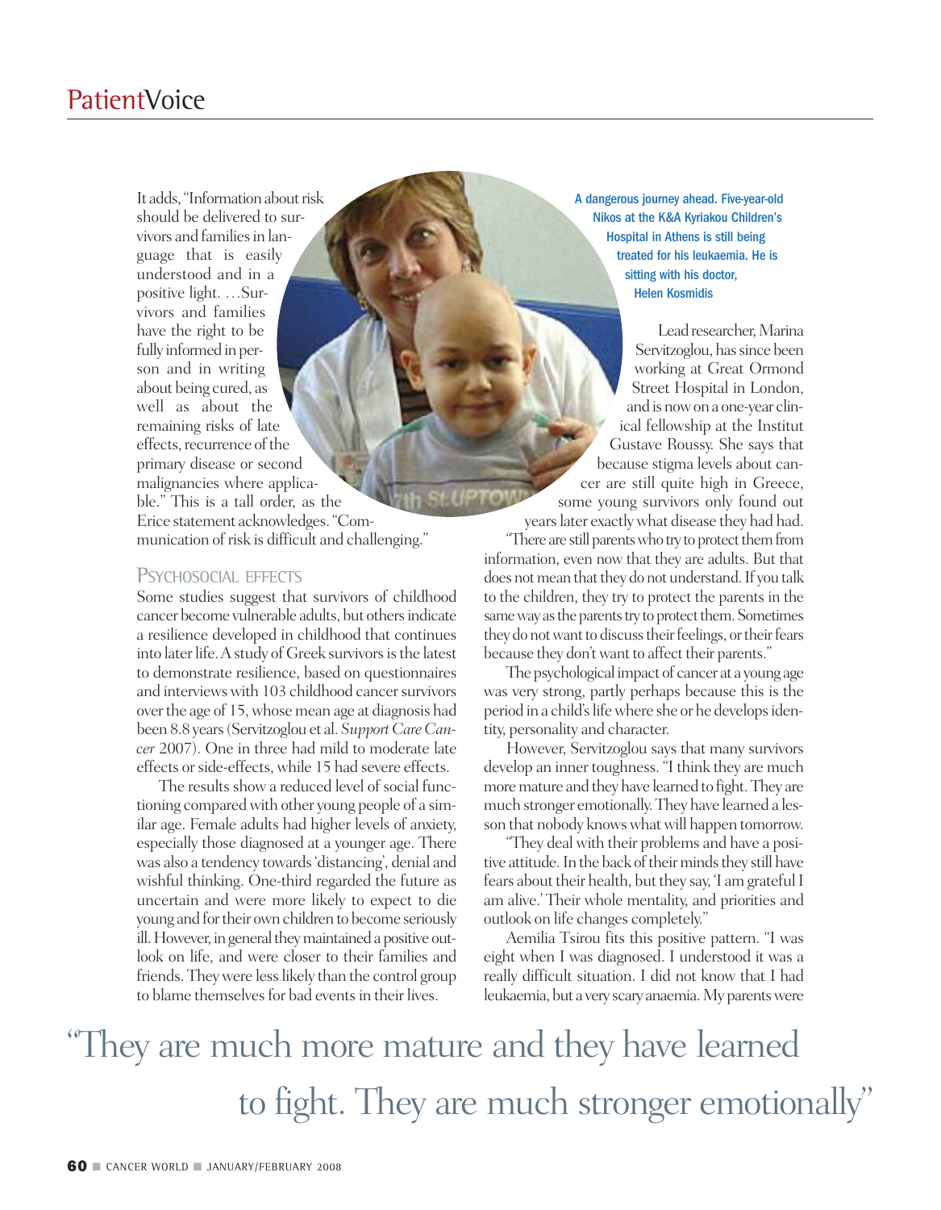It adds, "Information about risk should be delivered to survivors and families in language that is easily understood and in a positive light. …Survivors and families have the right to be fully informed in person and in writing about being cured, as well as about the remaining risks of late effects, recurrence of the primary disease or second malignancies where applicable." This is a tall order, as the Erice statement acknowledges. "Communication of risk is difficult and challenging."

## Psychosocial effects

Some studies suggest that survivors of childhood cancer become vulnerable adults, but others indicate a resilience developed in childhood that continues into later life. A study of Greek survivors is the latest to demonstrate resilience, based on questionnaires and interviews with 103 childhood cancer survivors over the age of 15, whose mean age at diagnosis had been 8.8 years (Servitzoglou et al. *Support Care Cancer* 2007). One in three had mild to moderate late effects or side-effects, while 15 had severe effects.

The results show a reduced level of social functioning compared with other young people of a similar age. Female adults had higher levels of anxiety, especially those diagnosed at a younger age. There was also a tendency towards 'distancing', denial and wishful thinking. One-third regarded the future as uncertain and were more likely to expect to die young and for their own children to become seriously ill. However, in general they maintained a positive outlook on life, and were closer to their families and friends. They were less likely than the control group to blame themselves for bad events in their lives.

A dangerous journey ahead. Five-year-old Nikos at the K&A Kyriakou Children's Hospital in Athens is still being treated for his leukaemia. He is sitting with his doctor, Helen Kosmidis

Lead researcher, Marina Servitzoglou, has since been working at Great Ormond Street Hospital in London, and is now on a one-year clinical fellowship at the Institut Gustave Roussy. She says that because stigma levels about cancer are still quite high in Greece, some young survivors only found out years later exactly what disease they had had.

"There are still parents who try to protect them from information, even now that they are adults. But that does not mean that they do not understand. If you talk to the children, they try to protect the parents in the same way as the parents try to protect them. Sometimes they do not want to discuss their feelings, or their fears because they don't want to affect their parents."

The psychological impact of cancer at a young age was very strong, partly perhaps because this is the period in a child's life where she or he develops identity, personality and character.

However, Servitzoglou says that many survivors develop an inner toughness. "I think they are much more mature and they have learned to fight. They are much stronger emotionally. They have learned a lesson that nobody knows what will happen tomorrow.

"They deal with their problems and have a positive attitude. In the back of their minds they still have fears about their health, but they say, 'I am grateful I am alive.' Their whole mentality, and priorities and outlook on life changes completely."

Aemilia Tsirou fits this positive pattern. "I was eight when I was diagnosed. I understood it was a really difficult situation. I did not know that I had leukaemia, but a very scary anaemia. My parents were

"They are much more mature and they have learned to fight. They are much stronger emotionally"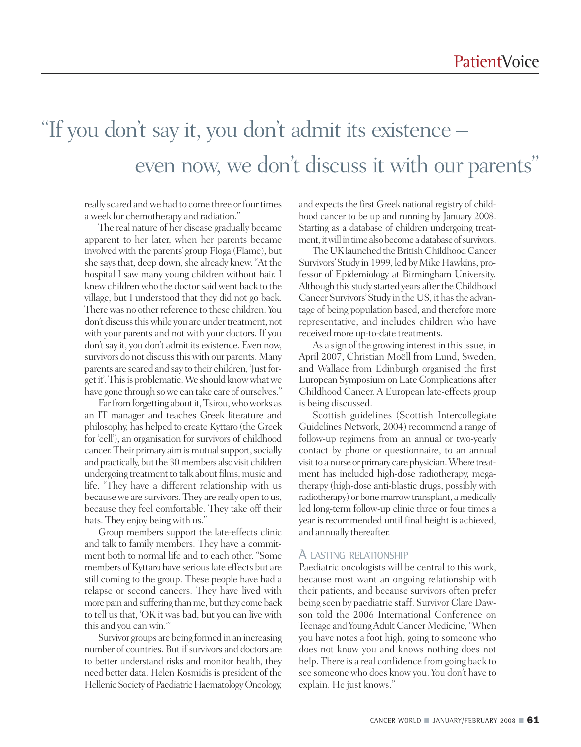# "If you don't say it, you don't admit its existence – even now, we don't discuss it with our parents"

really scared and we had to come three or four times a week for chemotherapy and radiation."

The real nature of her disease gradually became apparent to her later, when her parents became involved with the parents' group Floga (Flame), but she says that, deep down, she already knew. "At the hospital I saw many young children without hair. I knew children who the doctor said went back to the village, but I understood that they did not go back. There was no other reference to these children. You don't discuss this while you are under treatment, not with your parents and not with your doctors. If you don't say it, you don't admit its existence. Even now, survivors do not discuss this with our parents. Many parents are scared and say to their children, 'Just forget it'. This is problematic. We should know what we have gone through so we can take care of ourselves."

Far from forgetting about it, Tsirou, who works as an IT manager and teaches Greek literature and philosophy, has helped to create Kyttaro (the Greek for 'cell'), an organisation for survivors of childhood cancer. Their primary aim is mutual support, socially and practically, but the 30 members also visit children undergoing treatment to talk about films, music and life. "They have a different relationship with us because we are survivors. They are really open to us, because they feel comfortable. They take off their hats. They enjoy being with us."

Group members support the late-effects clinic and talk to family members. They have a commitment both to normal life and to each other. "Some members of Kyttaro have serious late effects but are still coming to the group. These people have had a relapse or second cancers. They have lived with more pain and suffering than me, but they come back to tell us that, 'OK it was bad, but you can live with this and you can win.'"

Survivor groups are being formed in an increasing number of countries. But if survivors and doctors are to better understand risks and monitor health, they need better data. Helen Kosmidis is president of the Hellenic Society of Paediatric Haematology Oncology, and expects the first Greek national registry of childhood cancer to be up and running by January 2008. Starting as a database of children undergoing treatment, it will in time also become a database of survivors.

The UK launched the British Childhood Cancer Survivors' Study in 1999, led by Mike Hawkins, professor of Epidemiology at Birmingham University. Although this study started years after the Childhood Cancer Survivors' Study in the US, it has the advantage of being population based, and therefore more representative, and includes children who have received more up-to-date treatments.

As a sign of the growing interest in this issue, in April 2007, Christian Moëll from Lund, Sweden, and Wallace from Edinburgh organised the first European Symposium on Late Complications after Childhood Cancer. A European late-effects group is being discussed.

Scottish guidelines (Scottish Intercollegiate Guidelines Network, 2004) recommend a range of follow-up regimens from an annual or two-yearly contact by phone or questionnaire, to an annual visit to a nurse or primary care physician. Where treatment has included high-dose radiotherapy, megatherapy (high-dose anti-blastic drugs, possibly with radiotherapy) or bone marrow transplant, a medically led long-term follow-up clinic three or four times a year is recommended until final height is achieved, and annually thereafter.

## A LASTING RELATIONSHIP

Paediatric oncologists will be central to this work, because most want an ongoing relationship with their patients, and because survivors often prefer being seen by paediatric staff. Survivor Clare Dawson told the 2006 International Conference on Teenage and Young Adult Cancer Medicine, "When you have notes a foot high, going to someone who does not know you and knows nothing does not help. There is a real confidence from going back to see someone who does know you. You don't have to explain. He just knows."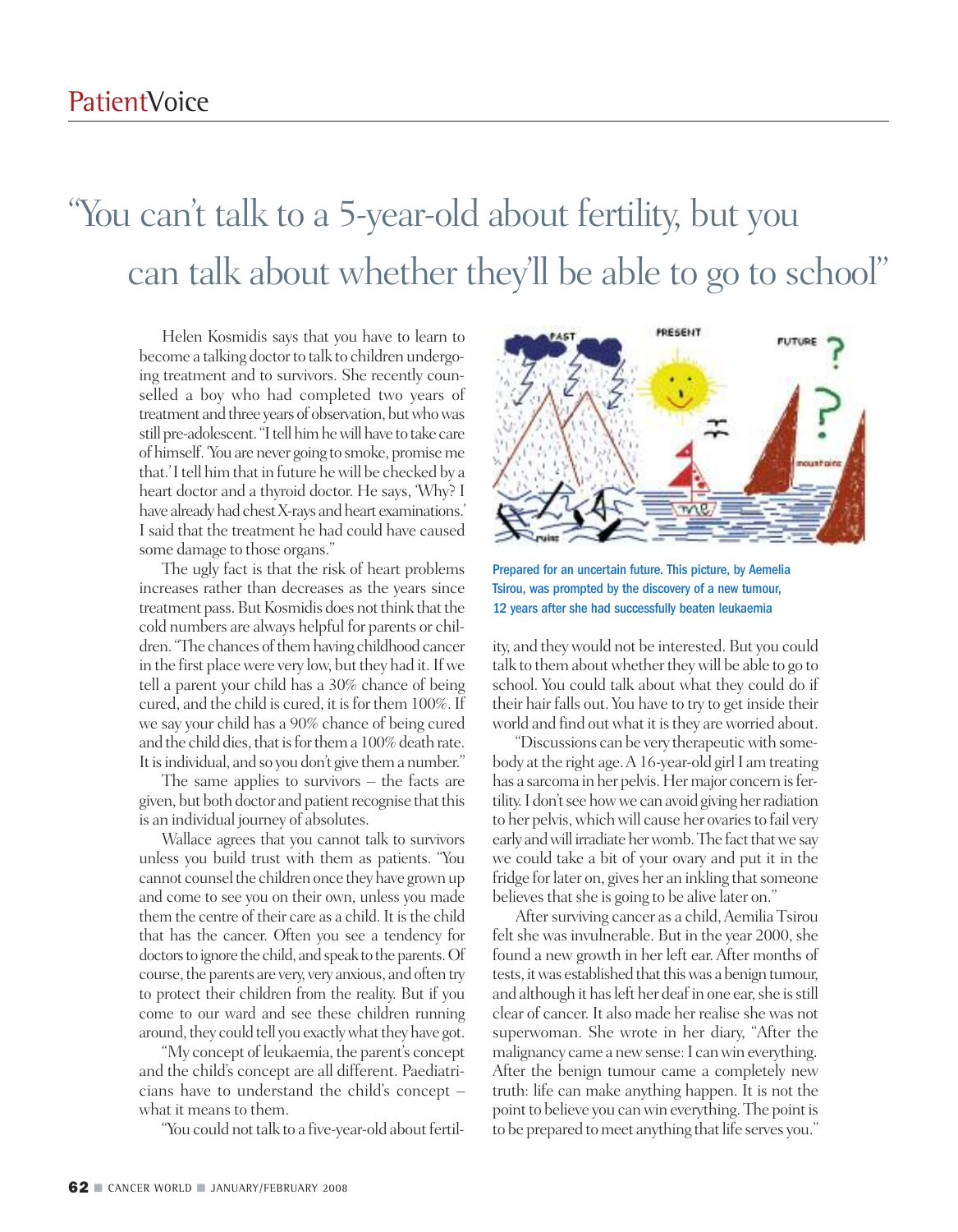## PatientVoice

# "You can't talk to a 5-year-old about fertility, but you can talk about whether they'll be able to go to school"

Helen Kosmidis says that you have to learn to become a talking doctor to talk to children undergoing treatment and to survivors. She recently counselled a boy who had completed two years of treatment and three years of observation, but who was still pre-adolescent. "I tell him he will have to take care of himself. 'You are never going to smoke, promise me that.' I tell him that in future he will be checked by a heart doctor and a thyroid doctor. He says, 'Why? I have already had chest X-rays and heart examinations.' I said that the treatment he had could have caused some damage to those organs."

The ugly fact is that the risk of heart problems increases rather than decreases as the years since treatment pass. But Kosmidis does not think that the cold numbers are always helpful for parents or children. "The chances of them having childhood cancer in the first place were very low, but they had it. If we tell a parent your child has a 30% chance of being cured, and the child is cured, it is for them 100%. If we say your child has a 90% chance of being cured and the child dies, that is for them a 100% death rate. It is individual, and so you don't give them a number."

The same applies to survivors – the facts are given, but both doctor and patient recognise that this is an individual journey of absolutes.

Wallace agrees that you cannot talk to survivors unless you build trust with them as patients. "You cannot counsel the children once they have grown up and come to see you on their own, unless you made them the centre of their care as a child. It is the child that has the cancer. Often you see a tendency for doctors to ignore the child, and speak to the parents. Of course, the parents are very, very anxious, and often try to protect their children from the reality. But if you come to our ward and see these children running around, they could tell you exactly what they have got.

"My concept of leukaemia, the parent's concept and the child's concept are all different. Paediatricians have to understand the child's concept – what it means to them.

"You could not talk to a five-year-old about fertility, and they would not be interested. But you could talk to them about whether they will be able to go to school. You could talk about what they could do if their hair falls out. You have to try to get inside their world and find out what it is they are worried about.

"Discussions can be very therapeutic with somebody at the right age. A 16-year-old girl I am treating has a sarcoma in her pelvis. Her major concern is fertility. I don't see how we can avoid giving her radiation to her pelvis, which will cause her ovaries to fail very early and will irradiate her womb. The fact that we say we could take a bit of your ovary and put it in the fridge for later on, gives her an inkling that someone believes that she is going to be alive later on."

PAST

PRESENT

FUTURE

mountains

me

ruins

Prepared for an uncertain future. This picture, by Aemelia Tsirou, was prompted by the discovery of a new tumour, 12 years after she had successfully beaten leukaemia

After surviving cancer as a child, Aemilia Tsirou felt she was invulnerable. But in the year 2000, she found a new growth in her left ear. After months of tests, it was established that this was a benign tumour, and although it has left her deaf in one ear, she is still clear of cancer. It also made her realise she was not superwoman. She wrote in her diary, "After the malignancy came a new sense: I can win everything. After the benign tumour came a completely new truth: life can make anything happen. It is not the point to believe you can win everything. The point is to be prepared to meet anything that life serves you."